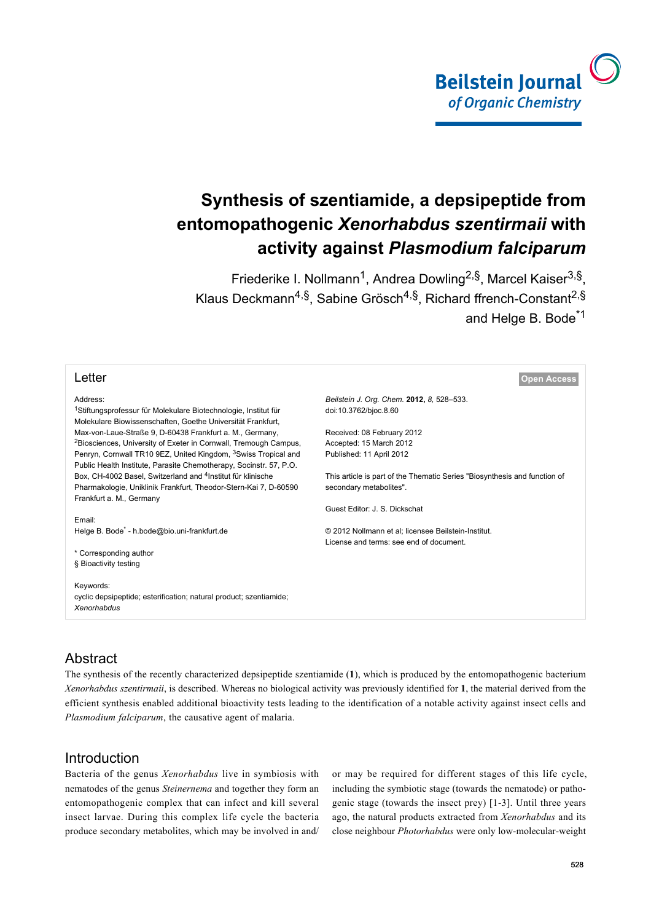# Synthesis of szentiamide, a depsipeptide from entomopathogenic *Xenorhabdus szentirmaii* with activity against *Plasmodium falciparum*

Friederike I. Nollmann[1], Andrea Dowling[2,§], Marcel Kaiser[3,§], Klaus Deckmann[4,§], Sabine Grösch[4,§], Richard ffrench-Constant[2,§] and Helge B. Bode[*1]

Letter

Open Access

Address:
[1]Stiftungsprofessur für Molekulare Biotechnologie, Institut für Molekulare Biowissenschaften, Goethe Universität Frankfurt, Max-von-Laue-Straße 9, D-60438 Frankfurt a. M., Germany, [2]Biosciences, University of Exeter in Cornwall, Tremough Campus, Penryn, Cornwall TR10 9EZ, United Kingdom, [3]Swiss Tropical and Public Health Institute, Parasite Chemotherapy, Socinstr. 57, P.O. Box, CH-4002 Basel, Switzerland and [4]Institut für klinische Pharmakologie, Uniklinik Frankfurt, Theodor-Stern-Kai 7, D-60590 Frankfurt a. M., Germany

Email:
Helge B. Bode[*] - h.bode@bio.uni-frankfurt.de

\* Corresponding author
§ Bioactivity testing

Keywords:
cyclic depsipeptide; esterification; natural product; szentiamide; *Xenorhabdus*

*Beilstein J. Org. Chem.* **2012,** *8,* 528–533.
doi:10.3762/bjoc.8.60

Received: 08 February 2012
Accepted: 15 March 2012
Published: 11 April 2012

This article is part of the Thematic Series "Biosynthesis and function of secondary metabolites".

Guest Editor: J. S. Dickschat

© 2012 Nollmann et al; licensee Beilstein-Institut.
License and terms: see end of document.

## Abstract

The synthesis of the recently characterized depsipeptide szentiamide (**1**), which is produced by the entomopathogenic bacterium *Xenorhabdus szentirmaii*, is described. Whereas no biological activity was previously identified for **1**, the material derived from the efficient synthesis enabled additional bioactivity tests leading to the identification of a notable activity against insect cells and *Plasmodium falciparum*, the causative agent of malaria.

## Introduction

Bacteria of the genus *Xenorhabdus* live in symbiosis with nematodes of the genus *Steinernema* and together they form an entomopathogenic complex that can infect and kill several insect larvae. During this complex life cycle the bacteria produce secondary metabolites, which may be involved in and/or may be required for different stages of this life cycle, including the symbiotic stage (towards the nematode) or pathogenic stage (towards the insect prey) [1-3]. Until three years ago, the natural products extracted from *Xenorhabdus* and its close neighbour *Photorhabdus* were only low-molecular-weight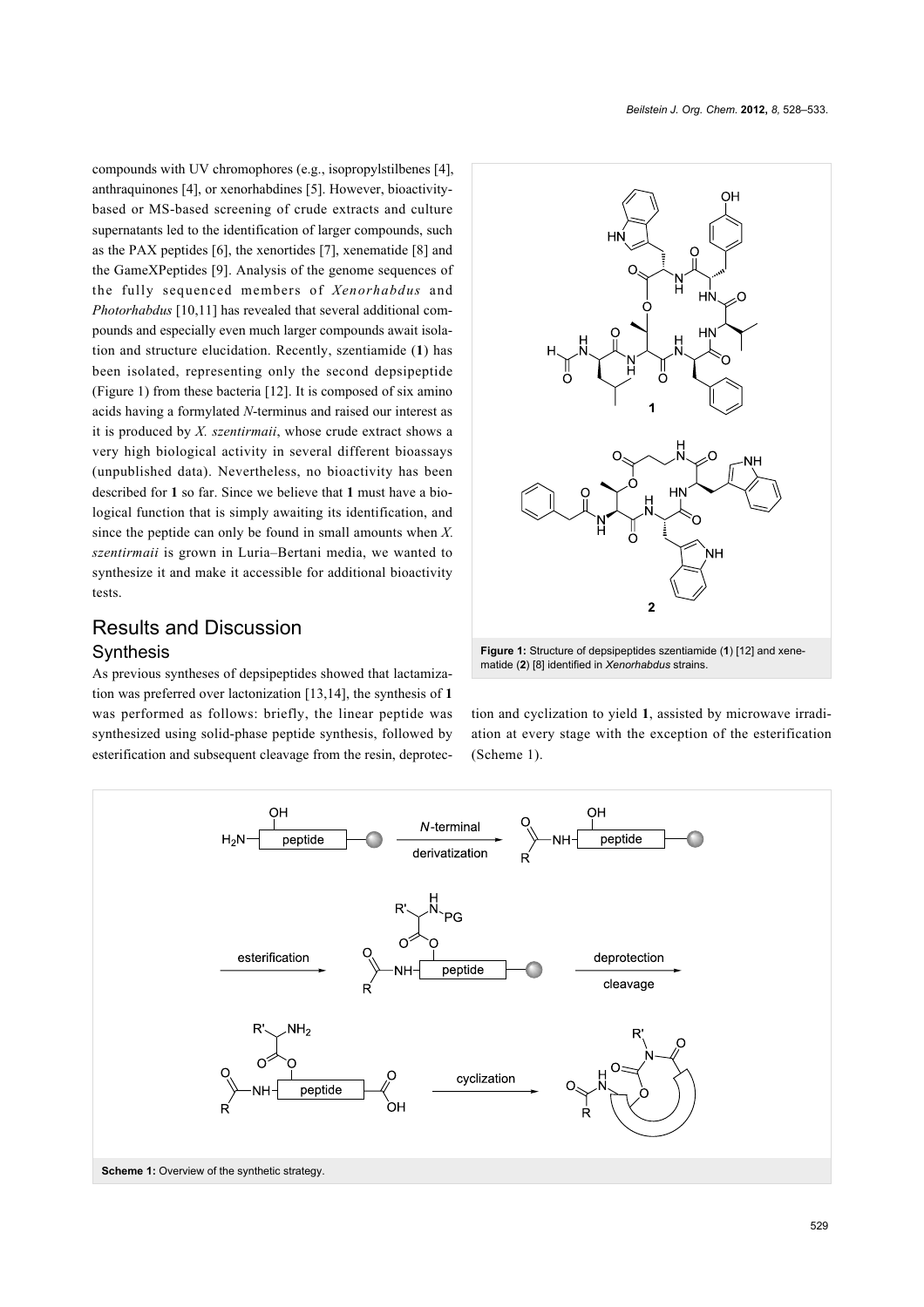compounds with UV chromophores (e.g., isopropylstilbenes [4], anthraquinones [4], or xenorhabdines [5]. However, bioactivity-based or MS-based screening of crude extracts and culture supernatants led to the identification of larger compounds, such as the PAX peptides [6], the xenortides [7], xenematide [8] and the GameXPeptides [9]. Analysis of the genome sequences of the fully sequenced members of *Xenorhabdus* and *Photorhabdus* [10,11] has revealed that several additional compounds and especially even much larger compounds await isolation and structure elucidation. Recently, szentiamide (**1**) has been isolated, representing only the second depsipeptide (Figure 1) from these bacteria [12]. It is composed of six amino acids having a formylated *N*-terminus and raised our interest as it is produced by *X. szentirmaii*, whose crude extract shows a very high biological activity in several different bioassays (unpublished data). Nevertheless, no bioactivity has been described for **1** so far. Since we believe that **1** must have a biological function that is simply awaiting its identification, and since the peptide can only be found in small amounts when *X. szentirmaii* is grown in Luria–Bertani media, we wanted to synthesize it and make it accessible for additional bioactivity tests.

**Figure 1:** Structure of depsipeptides szentiamide (**1**) [12] and xenematide (**2**) [8] identified in *Xenorhabdus* strains.

## Results and Discussion

### Synthesis

As previous syntheses of depsipeptides showed that lactamization was preferred over lactonization [13,14], the synthesis of **1** was performed as follows: briefly, the linear peptide was synthesized using solid-phase peptide synthesis, followed by esterification and subsequent cleavage from the resin, deprotection and cyclization to yield **1**, assisted by microwave irradiation at every stage with the exception of the esterification (Scheme 1).

**Scheme 1:** Overview of the synthetic strategy.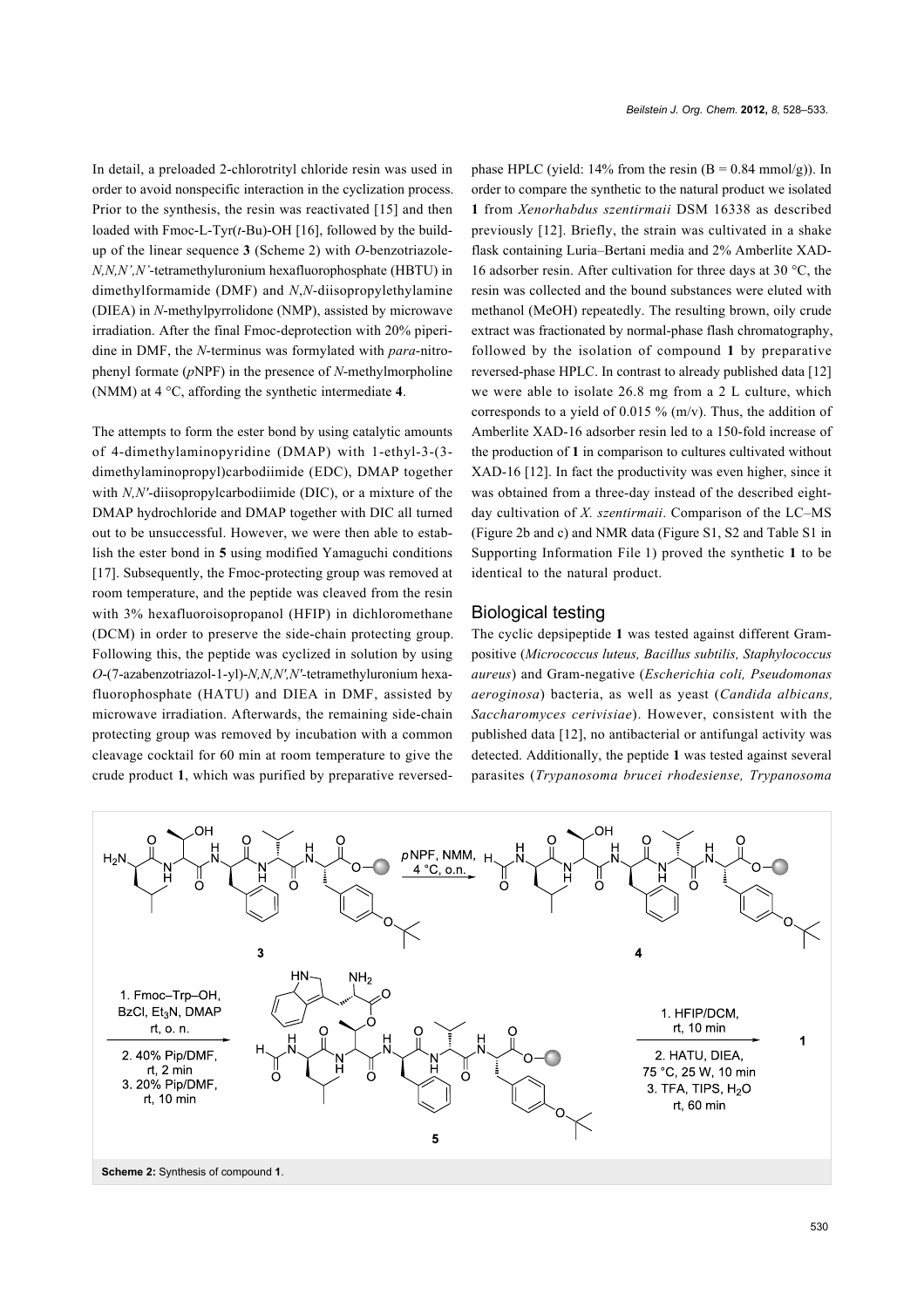In detail, a preloaded 2-chlorotrityl chloride resin was used in order to avoid nonspecific interaction in the cyclization process. Prior to the synthesis, the resin was reactivated [15] and then loaded with Fmoc-L-Tyr(*t*-Bu)-OH [16], followed by the build-up of the linear sequence **3** (Scheme 2) with *O*-benzotriazole-*N,N,N',N'*-tetramethyluronium hexafluorophosphate (HBTU) in dimethylformamide (DMF) and *N*,*N*-diisopropylethylamine (DIEA) in *N*-methylpyrrolidone (NMP), assisted by microwave irradiation. After the final Fmoc-deprotection with 20% piperidine in DMF, the *N*-terminus was formylated with *para*-nitrophenyl formate (*p*NPF) in the presence of *N*-methylmorpholine (NMM) at 4 °C, affording the synthetic intermediate **4**.

The attempts to form the ester bond by using catalytic amounts of 4-dimethylaminopyridine (DMAP) with 1-ethyl-3-(3-dimethylaminopropyl)carbodiimide (EDC), DMAP together with *N,N'*-diisopropylcarbodiimide (DIC), or a mixture of the DMAP hydrochloride and DMAP together with DIC all turned out to be unsuccessful. However, we were then able to establish the ester bond in **5** using modified Yamaguchi conditions [17]. Subsequently, the Fmoc-protecting group was removed at room temperature, and the peptide was cleaved from the resin with 3% hexafluoroisopropanol (HFIP) in dichloromethane (DCM) in order to preserve the side-chain protecting group. Following this, the peptide was cyclized in solution by using *O*-(7-azabenzotriazol-1-yl)-*N,N,N',N'*-tetramethyluronium hexafluorophosphate (HATU) and DIEA in DMF, assisted by microwave irradiation. Afterwards, the remaining side-chain protecting group was removed by incubation with a common cleavage cocktail for 60 min at room temperature to give the crude product **1**, which was purified by preparative reversed-phase HPLC (yield: 14% from the resin (B = 0.84 mmol/g)). In order to compare the synthetic to the natural product we isolated **1** from *Xenorhabdus szentirmaii* DSM 16338 as described previously [12]. Briefly, the strain was cultivated in a shake flask containing Luria–Bertani media and 2% Amberlite XAD-16 adsorber resin. After cultivation for three days at 30 °C, the resin was collected and the bound substances were eluted with methanol (MeOH) repeatedly. The resulting brown, oily crude extract was fractionated by normal-phase flash chromatography, followed by the isolation of compound **1** by preparative reversed-phase HPLC. In contrast to already published data [12] we were able to isolate 26.8 mg from a 2 L culture, which corresponds to a yield of 0.015 % (m/v). Thus, the addition of Amberlite XAD-16 adsorber resin led to a 150-fold increase of the production of **1** in comparison to cultures cultivated without XAD-16 [12]. In fact the productivity was even higher, since it was obtained from a three-day instead of the described eight-day cultivation of *X. szentirmaii*. Comparison of the LC–MS (Figure 2b and c) and NMR data (Figure S1, S2 and Table S1 in Supporting Information File 1) proved the synthetic **1** to be identical to the natural product.

## Biological testing

The cyclic depsipeptide **1** was tested against different Gram-positive (*Micrococcus luteus, Bacillus subtilis, Staphylococcus aureus*) and Gram-negative (*Escherichia coli, Pseudomonas aeroginosa*) bacteria, as well as yeast (*Candida albicans, Saccharomyces cerivisiae*). However, consistent with the published data [12], no antibacterial or antifungal activity was detected. Additionally, the peptide **1** was tested against several parasites (*Trypanosoma brucei rhodesiense, Trypanosoma*

**Scheme 2:** Synthesis of compound **1**.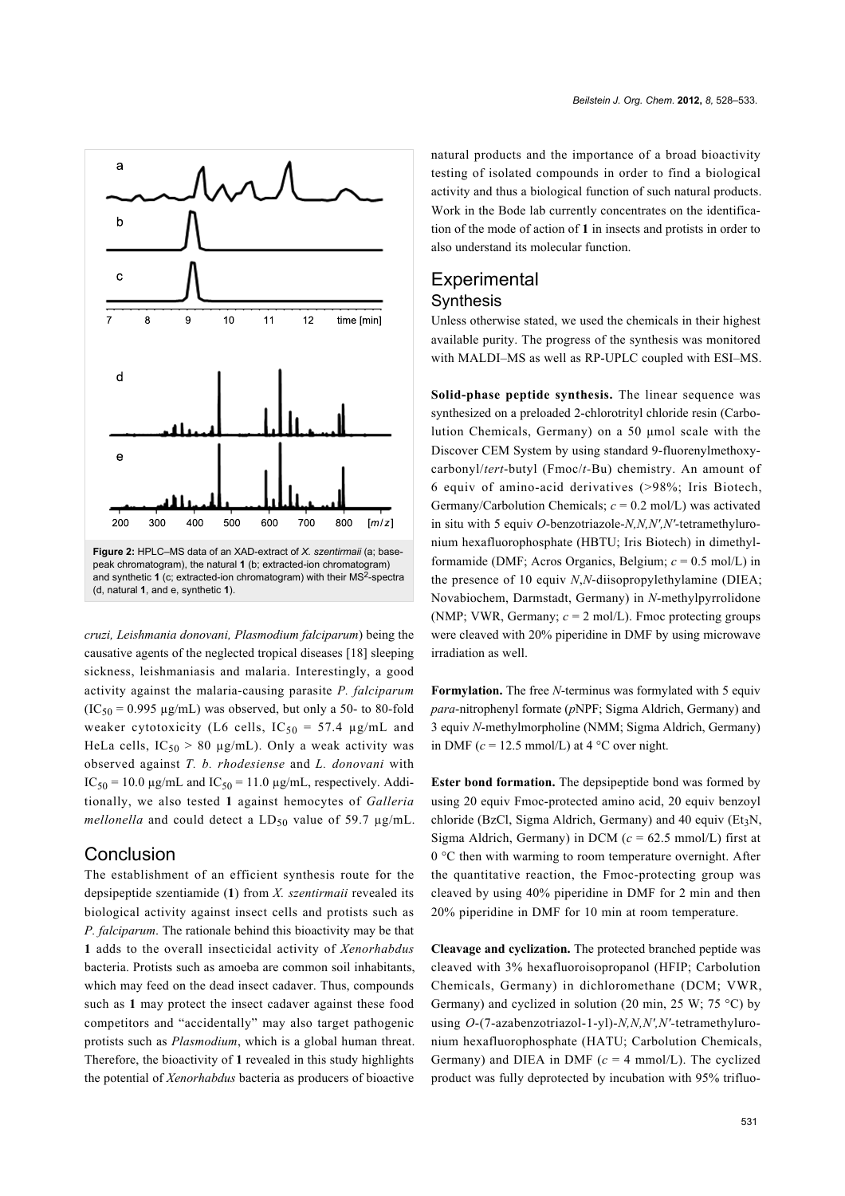Figure 2: HPLC–MS data of an XAD-extract of *X. szentirmaii* (a; base-peak chromatogram), the natural **1** (b; extracted-ion chromatogram) and synthetic **1** (c; extracted-ion chromatogram) with their $MS^2$-spectra (d, natural **1**, and e, synthetic **1**).

*cruzi, Leishmania donovani, Plasmodium falciparum*) being the causative agents of the neglected tropical diseases [18] sleeping sickness, leishmaniasis and malaria. Interestingly, a good activity against the malaria-causing parasite *P. falciparum* ($IC_{50}$ = 0.995 µg/mL) was observed, but only a 50- to 80-fold weaker cytotoxicity (L6 cells, $IC_{50}$ = 57.4 µg/mL and HeLa cells, $IC_{50}$ > 80 µg/mL). Only a weak activity was observed against *T. b. rhodesiense* and *L. donovani* with $IC_{50}$ = 10.0 µg/mL and $IC_{50}$ = 11.0 µg/mL, respectively. Additionally, we also tested **1** against hemocytes of *Galleria mellonella* and could detect a $LD_{50}$ value of 59.7 µg/mL.

## Conclusion

The establishment of an efficient synthesis route for the depsipeptide szentiamide (**1**) from *X. szentirmaii* revealed its biological activity against insect cells and protists such as *P. falciparum*. The rationale behind this bioactivity may be that **1** adds to the overall insecticidal activity of *Xenorhabdus* bacteria. Protists such as amoeba are common soil inhabitants, which may feed on the dead insect cadaver. Thus, compounds such as **1** may protect the insect cadaver against these food competitors and "accidentally" may also target pathogenic protists such as *Plasmodium*, which is a global human threat. Therefore, the bioactivity of **1** revealed in this study highlights the potential of *Xenorhabdus* bacteria as producers of bioactive natural products and the importance of a broad bioactivity testing of isolated compounds in order to find a biological activity and thus a biological function of such natural products. Work in the Bode lab currently concentrates on the identification of the mode of action of **1** in insects and protists in order to also understand its molecular function.

## Experimental

### Synthesis

Unless otherwise stated, we used the chemicals in their highest available purity. The progress of the synthesis was monitored with MALDI–MS as well as RP-UPLC coupled with ESI–MS.

**Solid-phase peptide synthesis.** The linear sequence was synthesized on a preloaded 2-chlorotrityl chloride resin (Carbolution Chemicals, Germany) on a 50 µmol scale with the Discover CEM System by using standard 9-fluorenylmethoxycarbonyl/*tert*-butyl (Fmoc/*t*-Bu) chemistry. An amount of 6 equiv of amino-acid derivatives (>98%; Iris Biotech, Germany/Carbolution Chemicals; *c* = 0.2 mol/L) was activated in situ with 5 equiv *O*-benzotriazole-*N,N,N′,N′*-tetramethyluronium hexafluorophosphate (HBTU; Iris Biotech) in dimethylformamide (DMF; Acros Organics, Belgium; *c* = 0.5 mol/L) in the presence of 10 equiv *N*,*N*-diisopropylethylamine (DIEA; Novabiochem, Darmstadt, Germany) in *N*-methylpyrrolidone (NMP; VWR, Germany; *c* = 2 mol/L). Fmoc protecting groups were cleaved with 20% piperidine in DMF by using microwave irradiation as well.

**Formylation.** The free *N*-terminus was formylated with 5 equiv *para*-nitrophenyl formate (*p*NPF; Sigma Aldrich, Germany) and 3 equiv *N*-methylmorpholine (NMM; Sigma Aldrich, Germany) in DMF (*c* = 12.5 mmol/L) at 4 °C over night.

**Ester bond formation.** The depsipeptide bond was formed by using 20 equiv Fmoc-protected amino acid, 20 equiv benzoyl chloride (BzCl, Sigma Aldrich, Germany) and 40 equiv ($Et_3N$, Sigma Aldrich, Germany) in DCM (*c* = 62.5 mmol/L) first at 0 °C then with warming to room temperature overnight. After the quantitative reaction, the Fmoc-protecting group was cleaved by using 40% piperidine in DMF for 2 min and then 20% piperidine in DMF for 10 min at room temperature.

**Cleavage and cyclization.** The protected branched peptide was cleaved with 3% hexafluoroisopropanol (HFIP; Carbolution Chemicals, Germany) in dichloromethane (DCM; VWR, Germany) and cyclized in solution (20 min, 25 W; 75 °C) by using *O*-(7-azabenzotriazol-1-yl)-*N,N,N′,N′*-tetramethyluronium hexafluorophosphate (HATU; Carbolution Chemicals, Germany) and DIEA in DMF (*c* = 4 mmol/L). The cyclized product was fully deprotected by incubation with 95% trifluo-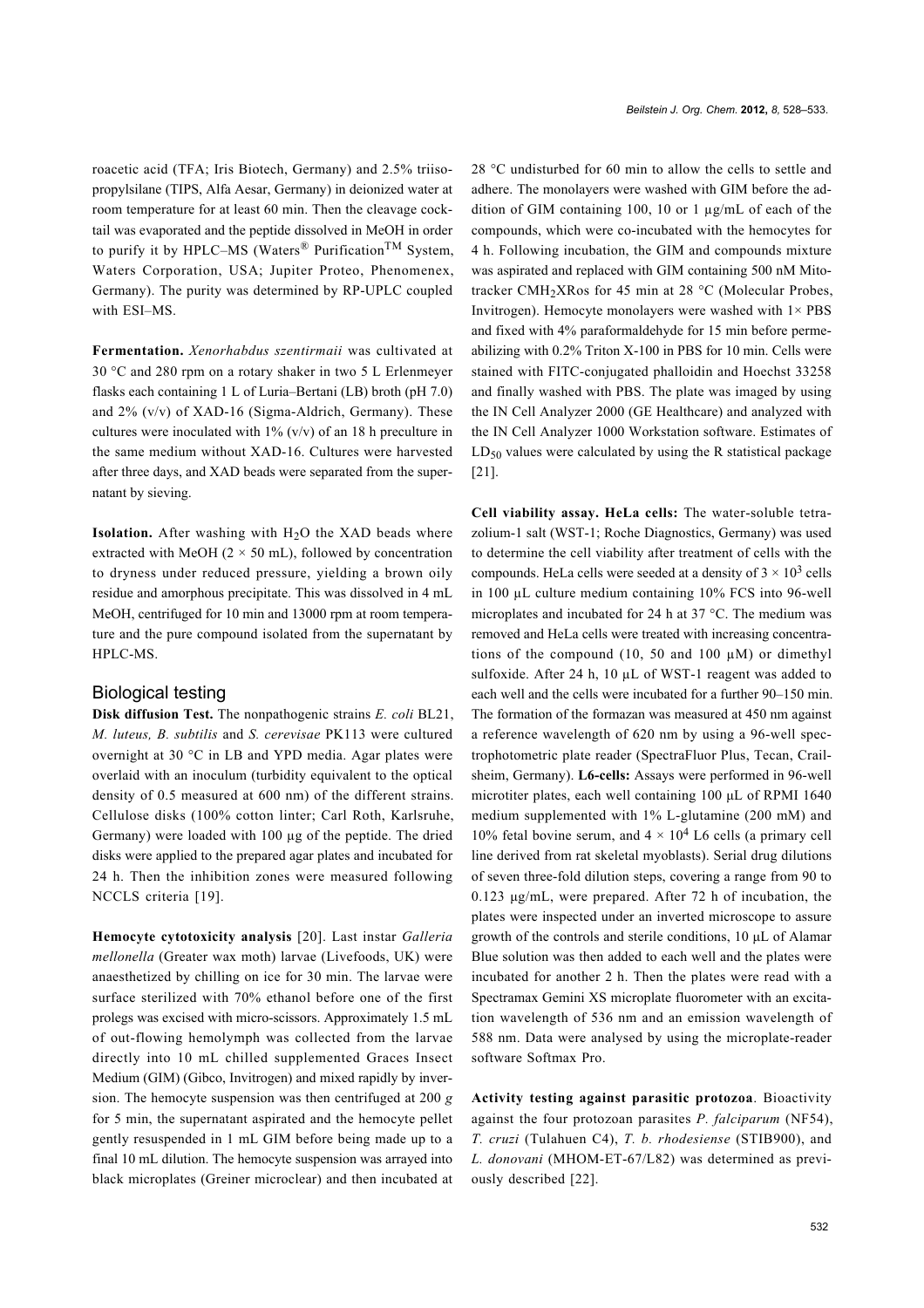roacetic acid (TFA; Iris Biotech, Germany) and 2.5% triisopropylsilane (TIPS, Alfa Aesar, Germany) in deionized water at room temperature for at least 60 min. Then the cleavage cocktail was evaporated and the peptide dissolved in MeOH in order to purify it by HPLC–MS (Waters® Purification™ System, Waters Corporation, USA; Jupiter Proteo, Phenomenex, Germany). The purity was determined by RP-UPLC coupled with ESI–MS.

**Fermentation.** *Xenorhabdus szentirmaii* was cultivated at 30 °C and 280 rpm on a rotary shaker in two 5 L Erlenmeyer flasks each containing 1 L of Luria–Bertani (LB) broth (pH 7.0) and 2% (v/v) of XAD-16 (Sigma-Aldrich, Germany). These cultures were inoculated with 1% (v/v) of an 18 h preculture in the same medium without XAD-16. Cultures were harvested after three days, and XAD beads were separated from the supernatant by sieving.

**Isolation.** After washing with $H_2O$ the XAD beads where extracted with MeOH (2 × 50 mL), followed by concentration to dryness under reduced pressure, yielding a brown oily residue and amorphous precipitate. This was dissolved in 4 mL MeOH, centrifuged for 10 min and 13000 rpm at room temperature and the pure compound isolated from the supernatant by HPLC-MS.

## Biological testing

**Disk diffusion Test.** The nonpathogenic strains *E. coli* BL21, *M. luteus, B. subtilis* and *S. cerevisae* PK113 were cultured overnight at 30 °C in LB and YPD media. Agar plates were overlaid with an inoculum (turbidity equivalent to the optical density of 0.5 measured at 600 nm) of the different strains. Cellulose disks (100% cotton linter; Carl Roth, Karlsruhe, Germany) were loaded with 100 µg of the peptide. The dried disks were applied to the prepared agar plates and incubated for 24 h. Then the inhibition zones were measured following NCCLS criteria [19].

**Hemocyte cytotoxicity analysis** [20]. Last instar *Galleria mellonella* (Greater wax moth) larvae (Livefoods, UK) were anaesthetized by chilling on ice for 30 min. The larvae were surface sterilized with 70% ethanol before one of the first prolegs was excised with micro-scissors. Approximately 1.5 mL of out-flowing hemolymph was collected from the larvae directly into 10 mL chilled supplemented Graces Insect Medium (GIM) (Gibco, Invitrogen) and mixed rapidly by inversion. The hemocyte suspension was then centrifuged at 200 *g* for 5 min, the supernatant aspirated and the hemocyte pellet gently resuspended in 1 mL GIM before being made up to a final 10 mL dilution. The hemocyte suspension was arrayed into black microplates (Greiner microclear) and then incubated at 28 °C undisturbed for 60 min to allow the cells to settle and adhere. The monolayers were washed with GIM before the addition of GIM containing 100, 10 or 1 µg/mL of each of the compounds, which were co-incubated with the hemocytes for 4 h. Following incubation, the GIM and compounds mixture was aspirated and replaced with GIM containing 500 nM Mitotracker $CMH_2XRos$ for 45 min at 28 °C (Molecular Probes, Invitrogen). Hemocyte monolayers were washed with 1× PBS and fixed with 4% paraformaldehyde for 15 min before permeabilizing with 0.2% Triton X-100 in PBS for 10 min. Cells were stained with FITC-conjugated phalloidin and Hoechst 33258 and finally washed with PBS. The plate was imaged by using the IN Cell Analyzer 2000 (GE Healthcare) and analyzed with the IN Cell Analyzer 1000 Workstation software. Estimates of $LD_{50}$ values were calculated by using the R statistical package [21].

**Cell viability assay. HeLa cells:** The water-soluble tetrazolium-1 salt (WST-1; Roche Diagnostics, Germany) was used to determine the cell viability after treatment of cells with the compounds. HeLa cells were seeded at a density of $3 \times 10^3$ cells in 100 µL culture medium containing 10% FCS into 96-well microplates and incubated for 24 h at 37 °C. The medium was removed and HeLa cells were treated with increasing concentrations of the compound (10, 50 and 100 µM) or dimethyl sulfoxide. After 24 h, 10 µL of WST-1 reagent was added to each well and the cells were incubated for a further 90–150 min. The formation of the formazan was measured at 450 nm against a reference wavelength of 620 nm by using a 96-well spectrophotometric plate reader (SpectraFluor Plus, Tecan, Crailsheim, Germany). **L6-cells:** Assays were performed in 96-well microtiter plates, each well containing 100 µL of RPMI 1640 medium supplemented with 1% L-glutamine (200 mM) and 10% fetal bovine serum, and $4 \times 10^4$ L6 cells (a primary cell line derived from rat skeletal myoblasts). Serial drug dilutions of seven three-fold dilution steps, covering a range from 90 to 0.123 µg/mL, were prepared. After 72 h of incubation, the plates were inspected under an inverted microscope to assure growth of the controls and sterile conditions, 10 µL of Alamar Blue solution was then added to each well and the plates were incubated for another 2 h. Then the plates were read with a Spectramax Gemini XS microplate fluorometer with an excitation wavelength of 536 nm and an emission wavelength of 588 nm. Data were analysed by using the microplate-reader software Softmax Pro.

**Activity testing against parasitic protozoa**. Bioactivity against the four protozoan parasites *P. falciparum* (NF54), *T. cruzi* (Tulahuen C4), *T. b. rhodesiense* (STIB900), and *L. donovani* (MHOM-ET-67/L82) was determined as previously described [22].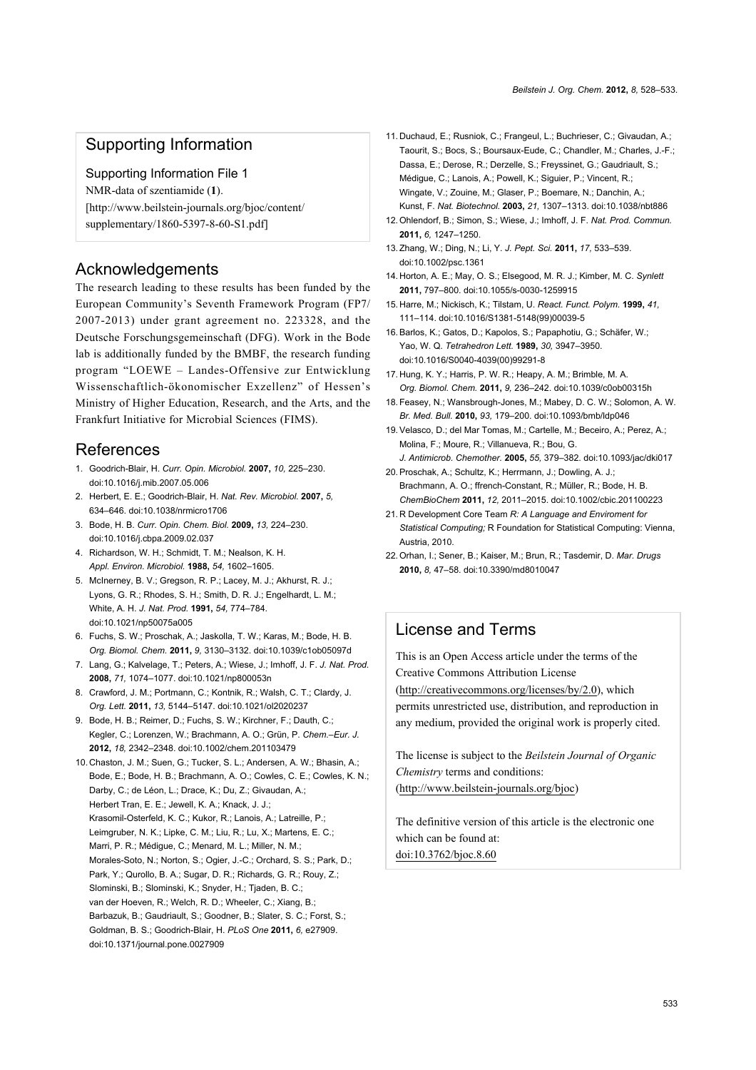## Supporting Information

Supporting Information File 1

NMR-data of szentiamide (**1**).

[http://www.beilstein-journals.org/bjoc/content/supplementary/1860-5397-8-60-S1.pdf]

## Acknowledgements

The research leading to these results has been funded by the European Community's Seventh Framework Program (FP7/2007-2013) under grant agreement no. 223328, and the Deutsche Forschungsgemeinschaft (DFG). Work in the Bode lab is additionally funded by the BMBF, the research funding program "LOEWE – Landes-Offensive zur Entwicklung Wissenschaftlich-ökonomischer Exzellenz" of Hessen's Ministry of Higher Education, Research, and the Arts, and the Frankfurt Initiative for Microbial Sciences (FIMS).

## References

1. Goodrich-Blair, H. *Curr. Opin. Microbiol.* **2007,** *10,* 225–230. doi:10.1016/j.mib.2007.05.006
2. Herbert, E. E.; Goodrich-Blair, H. *Nat. Rev. Microbiol.* **2007,** *5,* 634–646. doi:10.1038/nrmicro1706
3. Bode, H. B. *Curr. Opin. Chem. Biol.* **2009,** *13,* 224–230. doi:10.1016/j.cbpa.2009.02.037
4. Richardson, W. H.; Schmidt, T. M.; Nealson, K. H. *Appl. Environ. Microbiol.* **1988,** *54,* 1602–1605.
5. McInerney, B. V.; Gregson, R. P.; Lacey, M. J.; Akhurst, R. J.; Lyons, G. R.; Rhodes, S. H.; Smith, D. R. J.; Engelhardt, L. M.; White, A. H. *J. Nat. Prod.* **1991,** *54,* 774–784. doi:10.1021/np50075a005
6. Fuchs, S. W.; Proschak, A.; Jaskolla, T. W.; Karas, M.; Bode, H. B. *Org. Biomol. Chem.* **2011,** *9,* 3130–3132. doi:10.1039/c1ob05097d
7. Lang, G.; Kalvelage, T.; Peters, A.; Wiese, J.; Imhoff, J. F. *J. Nat. Prod.* **2008,** *71,* 1074–1077. doi:10.1021/np800053n
8. Crawford, J. M.; Portmann, C.; Kontnik, R.; Walsh, C. T.; Clardy, J. *Org. Lett.* **2011,** *13,* 5144–5147. doi:10.1021/ol2020237
9. Bode, H. B.; Reimer, D.; Fuchs, S. W.; Kirchner, F.; Dauth, C.; Kegler, C.; Lorenzen, W.; Brachmann, A. O.; Grün, P. *Chem.–Eur. J.* **2012,** *18,* 2342–2348. doi:10.1002/chem.201103479
10. Chaston, J. M.; Suen, G.; Tucker, S. L.; Andersen, A. W.; Bhasin, A.; Bode, E.; Bode, H. B.; Brachmann, A. O.; Cowles, C. E.; Cowles, K. N.; Darby, C.; de Léon, L.; Drace, K.; Du, Z.; Givaudan, A.; Herbert Tran, E. E.; Jewell, K. A.; Knack, J. J.; Krasomil-Osterfeld, K. C.; Kukor, R.; Lanois, A.; Latreille, P.; Leimgruber, N. K.; Lipke, C. M.; Liu, R.; Lu, X.; Martens, E. C.; Marri, P. R.; Médigue, C.; Menard, M. L.; Miller, N. M.; Morales-Soto, N.; Norton, S.; Ogier, J.-C.; Orchard, S. S.; Park, D.; Park, Y.; Qurollo, B. A.; Sugar, D. R.; Richards, G. R.; Rouy, Z.; Slominski, B.; Slominski, K.; Snyder, H.; Tjaden, B. C.; van der Hoeven, R.; Welch, R. D.; Wheeler, C.; Xiang, B.; Barbazuk, B.; Gaudriault, S.; Goodner, B.; Slater, S. C.; Forst, S.; Goldman, B. S.; Goodrich-Blair, H. *PLoS One* **2011,** *6,* e27909. doi:10.1371/journal.pone.0027909
11. Duchaud, E.; Rusniok, C.; Frangeul, L.; Buchrieser, C.; Givaudan, A.; Taourit, S.; Bocs, S.; Boursaux-Eude, C.; Chandler, M.; Charles, J.-F.; Dassa, E.; Derose, R.; Derzelle, S.; Freyssinet, G.; Gaudriault, S.; Médigue, C.; Lanois, A.; Powell, K.; Siguier, P.; Vincent, R.; Wingate, V.; Zouine, M.; Glaser, P.; Boemare, N.; Danchin, A.; Kunst, F. *Nat. Biotechnol.* **2003,** *21,* 1307–1313. doi:10.1038/nbt886
12. Ohlendorf, B.; Simon, S.; Wiese, J.; Imhoff, J. F. *Nat. Prod. Commun.* **2011,** *6,* 1247–1250.
13. Zhang, W.; Ding, N.; Li, Y. *J. Pept. Sci.* **2011,** *17,* 533–539. doi:10.1002/psc.1361
14. Horton, A. E.; May, O. S.; Elsegood, M. R. J.; Kimber, M. C. *Synlett* **2011,** 797–800. doi:10.1055/s-0030-1259915
15. Harre, M.; Nickisch, K.; Tilstam, U. *React. Funct. Polym.* **1999,** *41,* 111–114. doi:10.1016/S1381-5148(99)00039-5
16. Barlos, K.; Gatos, D.; Kapolos, S.; Papaphotiu, G.; Schäfer, W.; Yao, W. Q. *Tetrahedron Lett.* **1989,** *30,* 3947–3950. doi:10.1016/S0040-4039(00)99291-8
17. Hung, K. Y.; Harris, P. W. R.; Heapy, A. M.; Brimble, M. A. *Org. Biomol. Chem.* **2011,** *9,* 236–242. doi:10.1039/c0ob00315h
18. Feasey, N.; Wansbrough-Jones, M.; Mabey, D. C. W.; Solomon, A. W. *Br. Med. Bull.* **2010,** *93,* 179–200. doi:10.1093/bmb/ldp046
19. Velasco, D.; del Mar Tomas, M.; Cartelle, M.; Beceiro, A.; Perez, A.; Molina, F.; Moure, R.; Villanueva, R.; Bou, G. *J. Antimicrob. Chemother.* **2005,** *55,* 379–382. doi:10.1093/jac/dki017
20. Proschak, A.; Schultz, K.; Herrmann, J.; Dowling, A. J.; Brachmann, A. O.; ffrench-Constant, R.; Müller, R.; Bode, H. B. *ChemBioChem* **2011,** *12,* 2011–2015. doi:10.1002/cbic.201100223
21. R Development Core Team *R: A Language and Enviroment for Statistical Computing;* R Foundation for Statistical Computing: Vienna, Austria, 2010.
22. Orhan, I.; Sener, B.; Kaiser, M.; Brun, R.; Tasdemir, D. *Mar. Drugs* **2010,** *8,* 47–58. doi:10.3390/md8010047

## License and Terms

This is an Open Access article under the terms of the Creative Commons Attribution License (http://creativecommons.org/licenses/by/2.0), which permits unrestricted use, distribution, and reproduction in any medium, provided the original work is properly cited.

The license is subject to the *Beilstein Journal of Organic Chemistry* terms and conditions: (http://www.beilstein-journals.org/bjoc)

The definitive version of this article is the electronic one which can be found at: doi:10.3762/bjoc.8.60